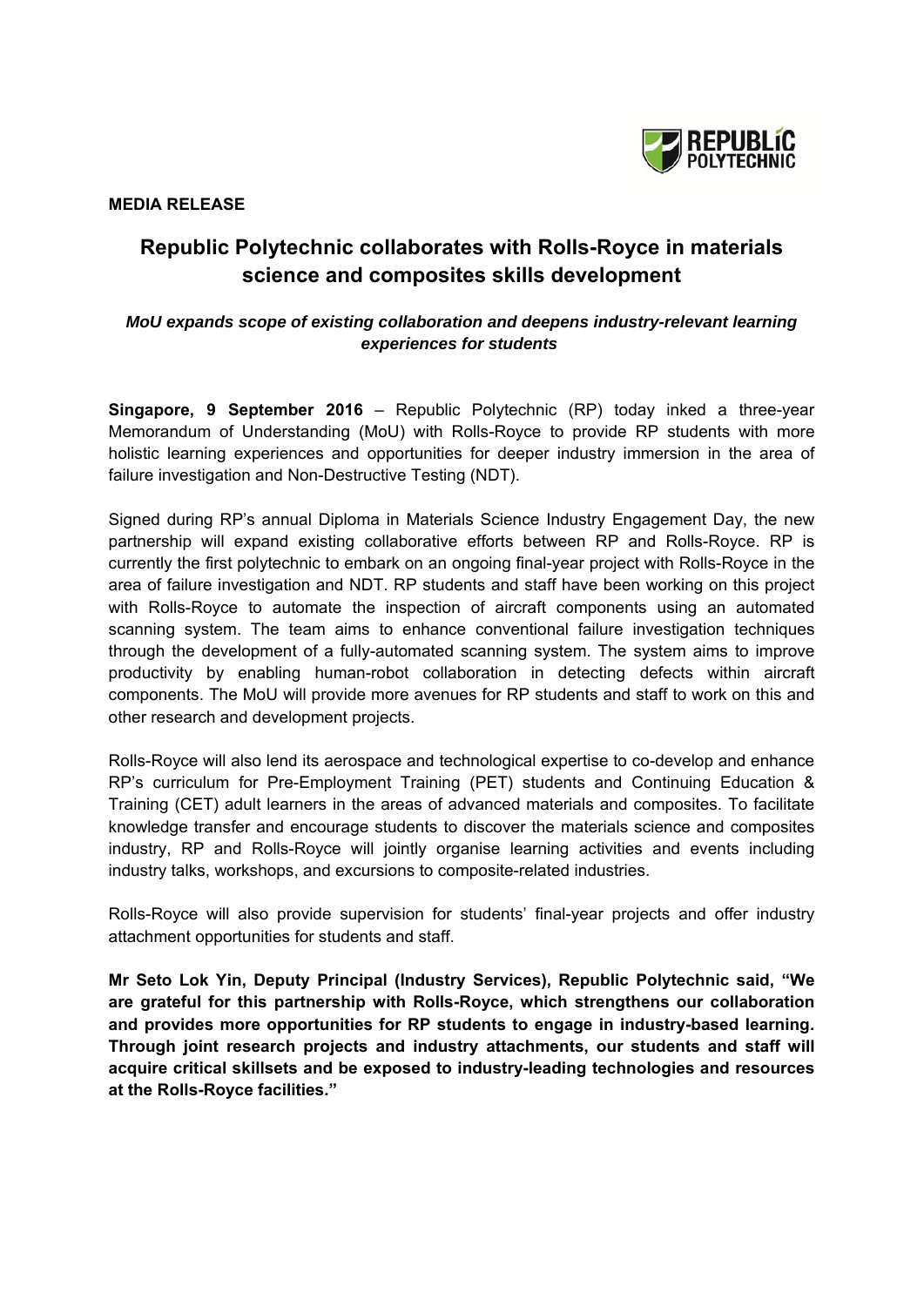**MEDIA RELEASE**

# Republic Polytechnic collaborates with Rolls-Royce in materials science and composites skills development

***MoU expands scope of existing collaboration and deepens industry-relevant learning experiences for students***

**Singapore, 9 September 2016** – Republic Polytechnic (RP) today inked a three-year Memorandum of Understanding (MoU) with Rolls-Royce to provide RP students with more holistic learning experiences and opportunities for deeper industry immersion in the area of failure investigation and Non-Destructive Testing (NDT).

Signed during RP's annual Diploma in Materials Science Industry Engagement Day, the new partnership will expand existing collaborative efforts between RP and Rolls-Royce. RP is currently the first polytechnic to embark on an ongoing final-year project with Rolls-Royce in the area of failure investigation and NDT. RP students and staff have been working on this project with Rolls-Royce to automate the inspection of aircraft components using an automated scanning system. The team aims to enhance conventional failure investigation techniques through the development of a fully-automated scanning system. The system aims to improve productivity by enabling human-robot collaboration in detecting defects within aircraft components. The MoU will provide more avenues for RP students and staff to work on this and other research and development projects.

Rolls-Royce will also lend its aerospace and technological expertise to co-develop and enhance RP's curriculum for Pre-Employment Training (PET) students and Continuing Education & Training (CET) adult learners in the areas of advanced materials and composites. To facilitate knowledge transfer and encourage students to discover the materials science and composites industry, RP and Rolls-Royce will jointly organise learning activities and events including industry talks, workshops, and excursions to composite-related industries.

Rolls-Royce will also provide supervision for students' final-year projects and offer industry attachment opportunities for students and staff.

**Mr Seto Lok Yin, Deputy Principal (Industry Services), Republic Polytechnic said, "We are grateful for this partnership with Rolls-Royce, which strengthens our collaboration and provides more opportunities for RP students to engage in industry-based learning. Through joint research projects and industry attachments, our students and staff will acquire critical skillsets and be exposed to industry-leading technologies and resources at the Rolls-Royce facilities."**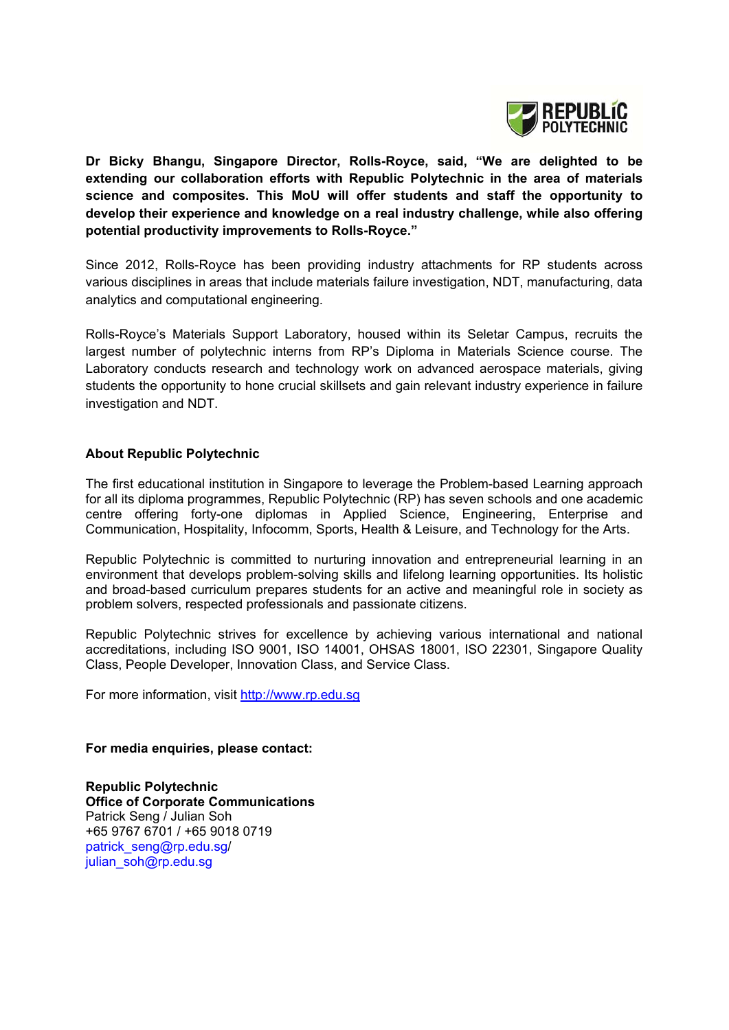**Dr Bicky Bhangu, Singapore Director, Rolls-Royce, said, "We are delighted to be extending our collaboration efforts with Republic Polytechnic in the area of materials science and composites. This MoU will offer students and staff the opportunity to develop their experience and knowledge on a real industry challenge, while also offering potential productivity improvements to Rolls-Royce."**

Since 2012, Rolls-Royce has been providing industry attachments for RP students across various disciplines in areas that include materials failure investigation, NDT, manufacturing, data analytics and computational engineering.

Rolls-Royce's Materials Support Laboratory, housed within its Seletar Campus, recruits the largest number of polytechnic interns from RP's Diploma in Materials Science course. The Laboratory conducts research and technology work on advanced aerospace materials, giving students the opportunity to hone crucial skillsets and gain relevant industry experience in failure investigation and NDT.

**About Republic Polytechnic**

The first educational institution in Singapore to leverage the Problem-based Learning approach for all its diploma programmes, Republic Polytechnic (RP) has seven schools and one academic centre offering forty-one diplomas in Applied Science, Engineering, Enterprise and Communication, Hospitality, Infocomm, Sports, Health & Leisure, and Technology for the Arts.

Republic Polytechnic is committed to nurturing innovation and entrepreneurial learning in an environment that develops problem-solving skills and lifelong learning opportunities. Its holistic and broad-based curriculum prepares students for an active and meaningful role in society as problem solvers, respected professionals and passionate citizens.

Republic Polytechnic strives for excellence by achieving various international and national accreditations, including ISO 9001, ISO 14001, OHSAS 18001, ISO 22301, Singapore Quality Class, People Developer, Innovation Class, and Service Class.

For more information, visit http://www.rp.edu.sg

**For media enquiries, please contact:**

**Republic Polytechnic**
**Office of Corporate Communications**
Patrick Seng / Julian Soh
+65 9767 6701 / +65 9018 0719
patrick_seng@rp.edu.sg/
julian_soh@rp.edu.sg